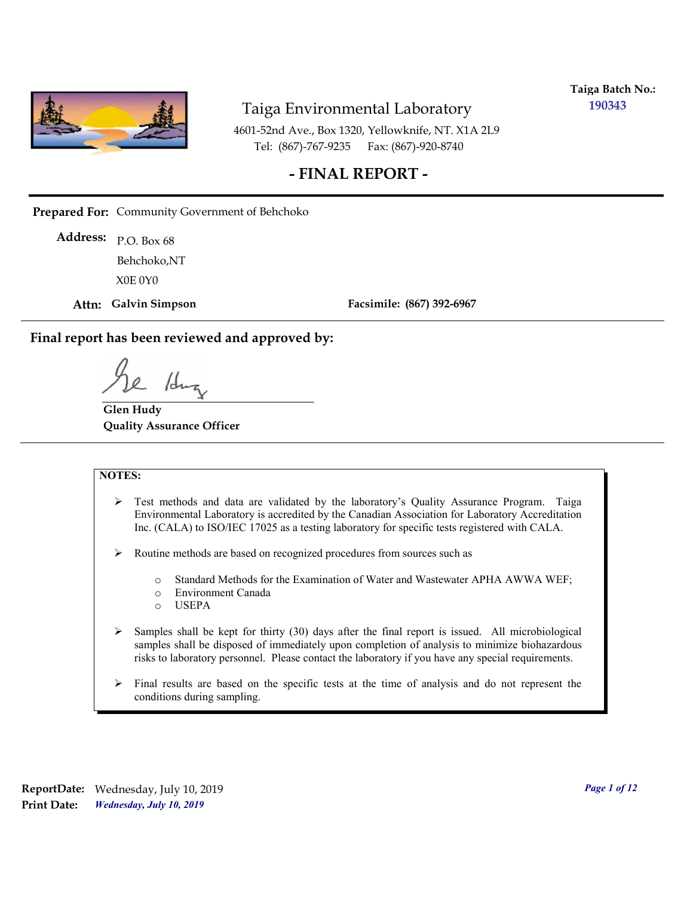**Taiga Batch No.:** 190343

# Taiga Environmental Laboratory

4601-52nd Ave., Box 1320, Yellowknife, NT. X1A 2L9
Tel: (867)-767-9235 Fax: (867)-920-8740

## - FINAL REPORT -

**Prepared For:** Community Government of Behchoko

**Address:** P.O. Box 68
Behchoko,NT
X0E 0Y0

**Attn: Galvin Simpson** **Facsimile: (867) 392-6967**

---

**Final report has been reviewed and approved by:**

**Glen Hudy**
**Quality Assurance Officer**

---

**NOTES:**

- Test methods and data are validated by the laboratory's Quality Assurance Program. Taiga Environmental Laboratory is accredited by the Canadian Association for Laboratory Accreditation Inc. (CALA) to ISO/IEC 17025 as a testing laboratory for specific tests registered with CALA.
- Routine methods are based on recognized procedures from sources such as
  - Standard Methods for the Examination of Water and Wastewater APHA AWWA WEF;
  - Environment Canada
  - USEPA
- Samples shall be kept for thirty (30) days after the final report is issued. All microbiological samples shall be disposed of immediately upon completion of analysis to minimize biohazardous risks to laboratory personnel. Please contact the laboratory if you have any special requirements.
- Final results are based on the specific tests at the time of analysis and do not represent the conditions during sampling.

**ReportDate:** Wednesday, July 10, 2019
**Print Date:** *Wednesday, July 10, 2019*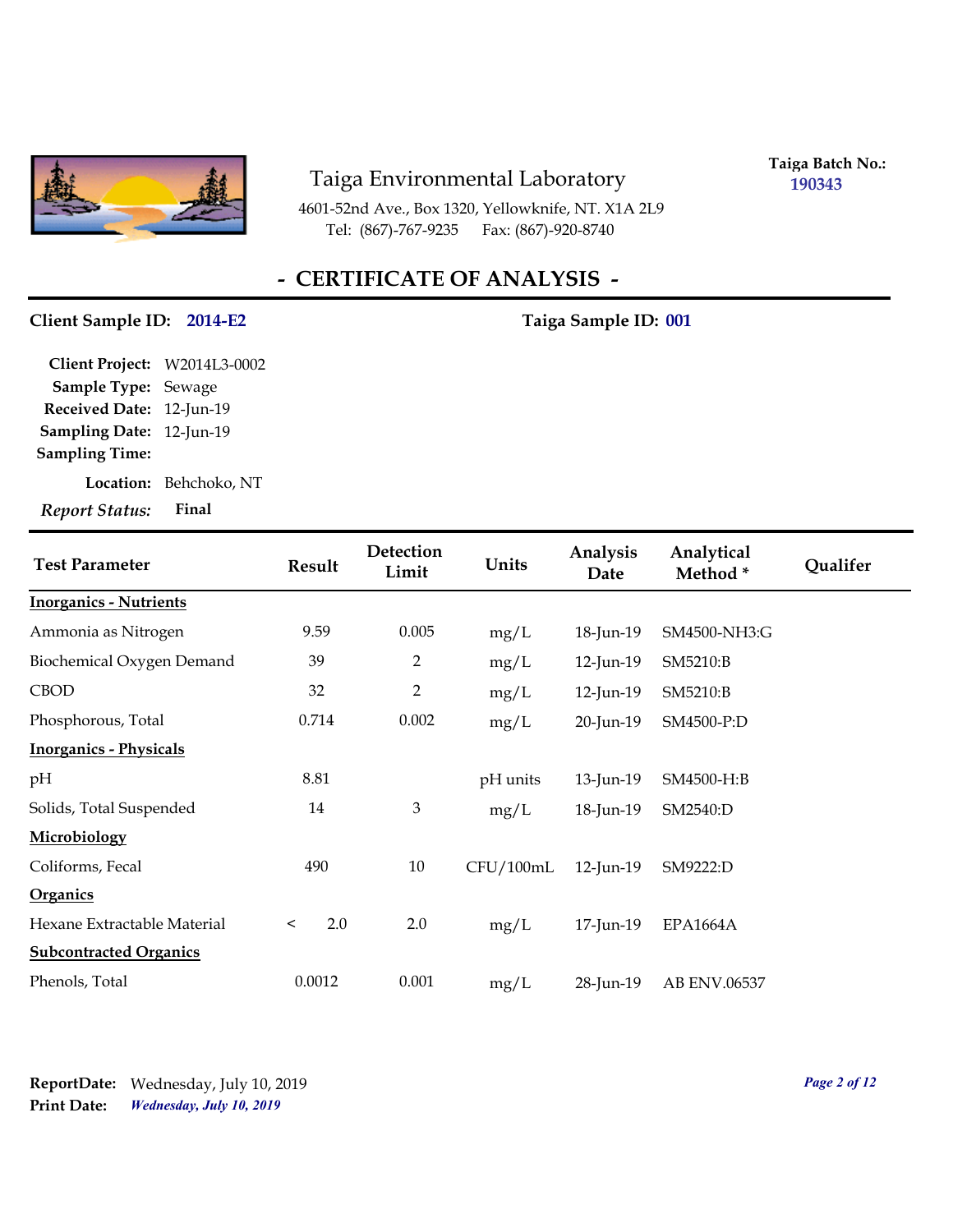# Taiga Environmental Laboratory

4601-52nd Ave., Box 1320, Yellowknife, NT. X1A 2L9
Tel: (867)-767-9235 Fax: (867)-920-8740

**Taiga Batch No.:** 190343

## - CERTIFICATE OF ANALYSIS -

**Client Sample ID:** 2014-E2

**Taiga Sample ID:** 001

**Client Project:** W2014L3-0002
**Sample Type:** Sewage
**Received Date:** 12-Jun-19
**Sampling Date:** 12-Jun-19
**Sampling Time:**
**Location:** Behchoko, NT
***Report Status:*** **Final**

| Test Parameter | Result | Detection Limit | Units | Analysis Date | Analytical Method * | Qualifer |
|---|---|---|---|---|---|---|
| **Inorganics - Nutrients** | | | | | | |
| Ammonia as Nitrogen | 9.59 | 0.005 | mg/L | 18-Jun-19 | SM4500-NH3:G | |
| Biochemical Oxygen Demand | 39 | 2 | mg/L | 12-Jun-19 | SM5210:B | |
| CBOD | 32 | 2 | mg/L | 12-Jun-19 | SM5210:B | |
| Phosphorous, Total | 0.714 | 0.002 | mg/L | 20-Jun-19 | SM4500-P:D | |
| **Inorganics - Physicals** | | | | | | |
| pH | 8.81 | | pH units | 13-Jun-19 | SM4500-H:B | |
| Solids, Total Suspended | 14 | 3 | mg/L | 18-Jun-19 | SM2540:D | |
| **Microbiology** | | | | | | |
| Coliforms, Fecal | 490 | 10 | CFU/100mL | 12-Jun-19 | SM9222:D | |
| **Organics** | | | | | | |
| Hexane Extractable Material | < 2.0 | 2.0 | mg/L | 17-Jun-19 | EPA1664A | |
| **Subcontracted Organics** | | | | | | |
| Phenols, Total | 0.0012 | 0.001 | mg/L | 28-Jun-19 | AB ENV.06537 | |

**ReportDate:** Wednesday, July 10, 2019
**Print Date:** *Wednesday, July 10, 2019*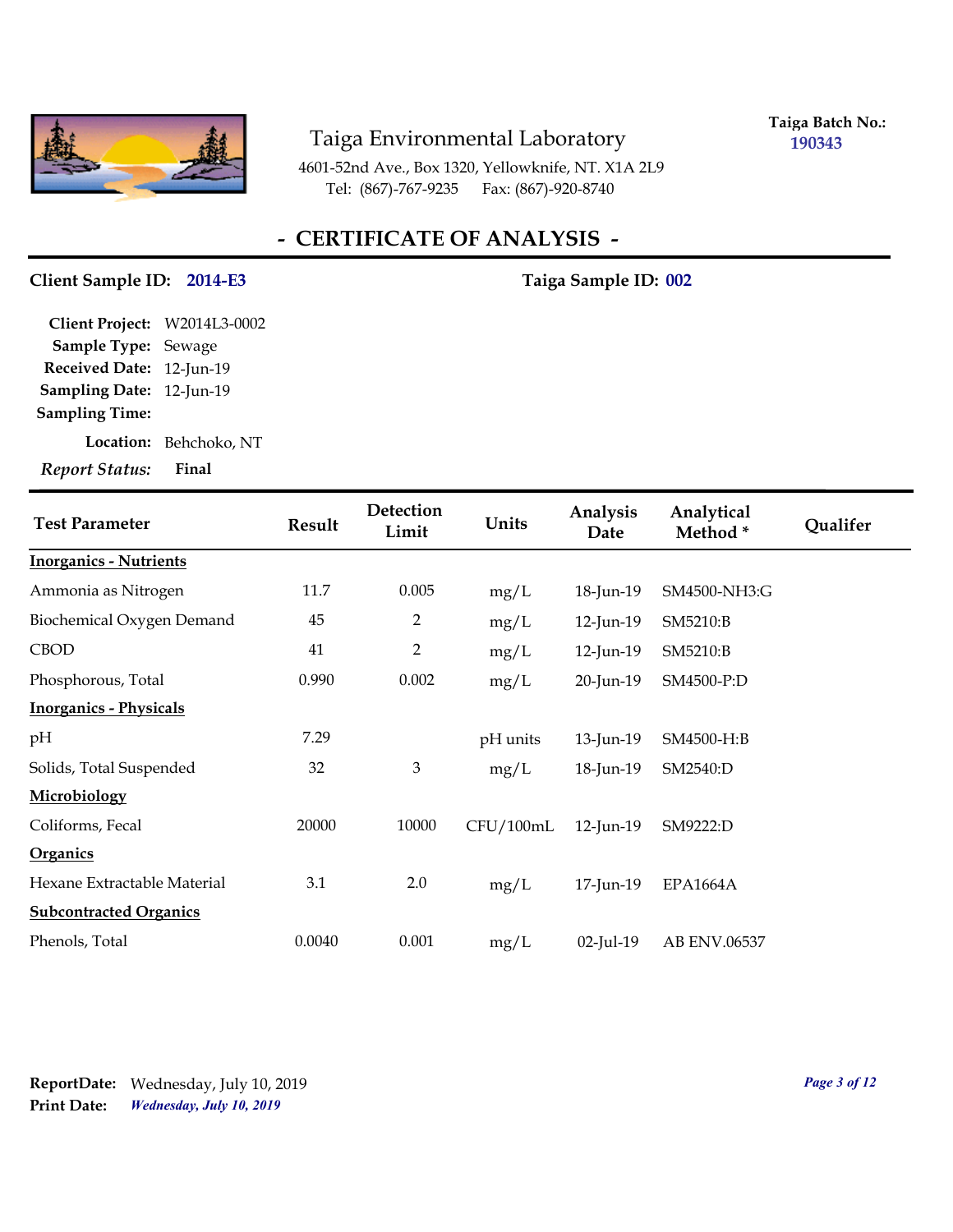# Taiga Environmental Laboratory

4601-52nd Ave., Box 1320, Yellowknife, NT. X1A 2L9
Tel: (867)-767-9235 Fax: (867)-920-8740

**Taiga Batch No.:** 190343

## - CERTIFICATE OF ANALYSIS -

**Client Sample ID:** 2014-E3 **Taiga Sample ID:** 002

**Client Project:** W2014L3-0002
**Sample Type:** Sewage
**Received Date:** 12-Jun-19
**Sampling Date:** 12-Jun-19
**Sampling Time:**
**Location:** Behchoko, NT
***Report Status:*** **Final**

| Test Parameter | Result | Detection Limit | Units | Analysis Date | Analytical Method * | Qualifer |
|---|---|---|---|---|---|---|
| **Inorganics - Nutrients** | | | | | | |
| Ammonia as Nitrogen | 11.7 | 0.005 | mg/L | 18-Jun-19 | SM4500-NH3:G | |
| Biochemical Oxygen Demand | 45 | 2 | mg/L | 12-Jun-19 | SM5210:B | |
| CBOD | 41 | 2 | mg/L | 12-Jun-19 | SM5210:B | |
| Phosphorous, Total | 0.990 | 0.002 | mg/L | 20-Jun-19 | SM4500-P:D | |
| **Inorganics - Physicals** | | | | | | |
| pH | 7.29 | | pH units | 13-Jun-19 | SM4500-H:B | |
| Solids, Total Suspended | 32 | 3 | mg/L | 18-Jun-19 | SM2540:D | |
| **Microbiology** | | | | | | |
| Coliforms, Fecal | 20000 | 10000 | CFU/100mL | 12-Jun-19 | SM9222:D | |
| **Organics** | | | | | | |
| Hexane Extractable Material | 3.1 | 2.0 | mg/L | 17-Jun-19 | EPA1664A | |
| **Subcontracted Organics** | | | | | | |
| Phenols, Total | 0.0040 | 0.001 | mg/L | 02-Jul-19 | AB ENV.06537 | |

**ReportDate:** Wednesday, July 10, 2019
**Print Date:** *Wednesday, July 10, 2019*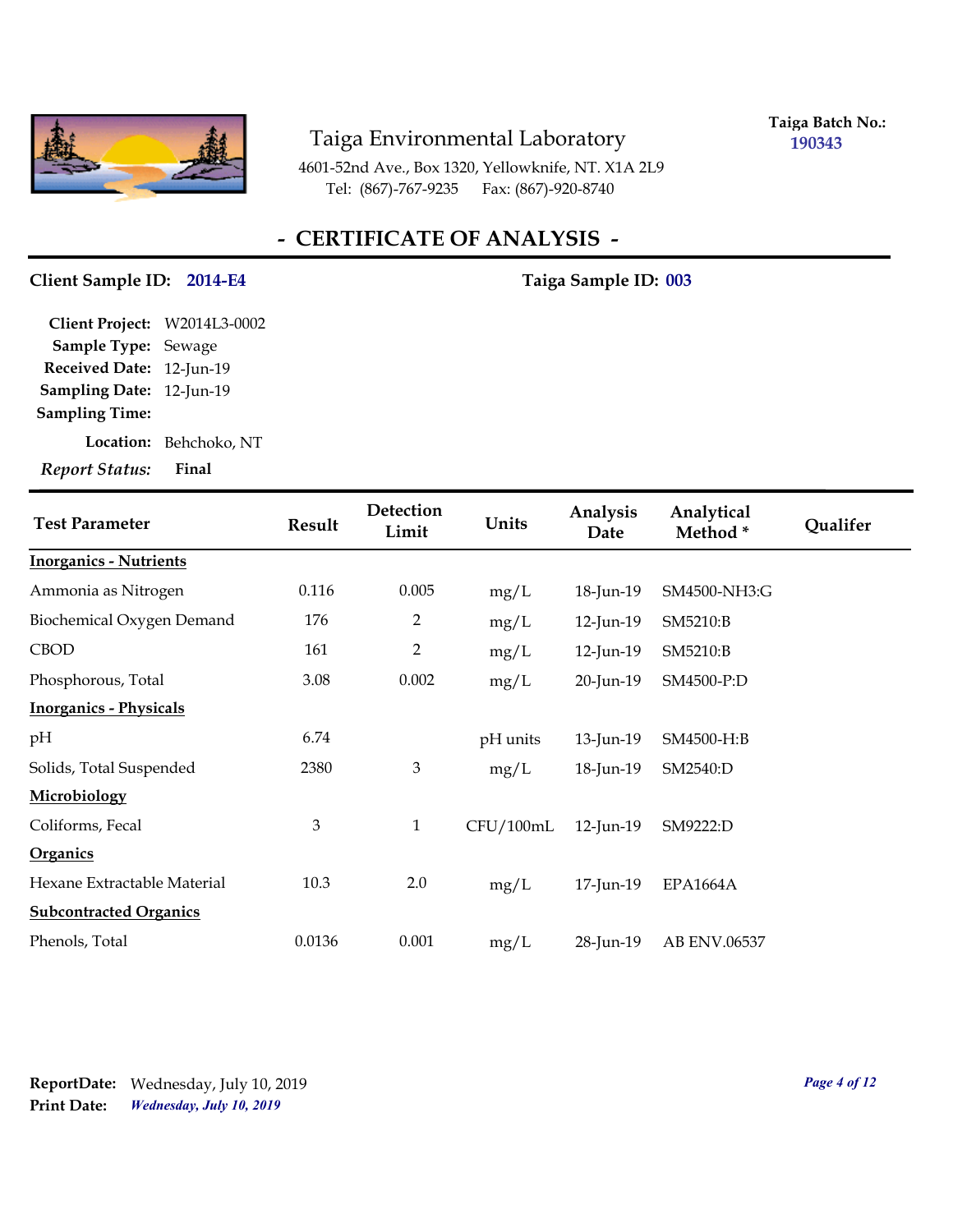Taiga Environmental Laboratory
4601-52nd Ave., Box 1320, Yellowknife, NT. X1A 2L9
Tel: (867)-767-9235 Fax: (867)-920-8740

**Taiga Batch No.:** 190343

# - CERTIFICATE OF ANALYSIS -

**Client Sample ID:** 2014-E4 **Taiga Sample ID:** 003

**Client Project:** W2014L3-0002
**Sample Type:** Sewage
**Received Date:** 12-Jun-19
**Sampling Date:** 12-Jun-19
**Sampling Time:**
**Location:** Behchoko, NT
***Report Status:*** **Final**

| Test Parameter | Result | Detection Limit | Units | Analysis Date | Analytical Method * | Qualifer |
|---|---|---|---|---|---|---|
| **Inorganics - Nutrients** | | | | | | |
| Ammonia as Nitrogen | 0.116 | 0.005 | mg/L | 18-Jun-19 | SM4500-NH3:G | |
| Biochemical Oxygen Demand | 176 | 2 | mg/L | 12-Jun-19 | SM5210:B | |
| CBOD | 161 | 2 | mg/L | 12-Jun-19 | SM5210:B | |
| Phosphorous, Total | 3.08 | 0.002 | mg/L | 20-Jun-19 | SM4500-P:D | |
| **Inorganics - Physicals** | | | | | | |
| pH | 6.74 | | pH units | 13-Jun-19 | SM4500-H:B | |
| Solids, Total Suspended | 2380 | 3 | mg/L | 18-Jun-19 | SM2540:D | |
| **Microbiology** | | | | | | |
| Coliforms, Fecal | 3 | 1 | CFU/100mL | 12-Jun-19 | SM9222:D | |
| **Organics** | | | | | | |
| Hexane Extractable Material | 10.3 | 2.0 | mg/L | 17-Jun-19 | EPA1664A | |
| **Subcontracted Organics** | | | | | | |
| Phenols, Total | 0.0136 | 0.001 | mg/L | 28-Jun-19 | AB ENV.06537 | |

**ReportDate:** Wednesday, July 10, 2019
**Print Date:** ***Wednesday, July 10, 2019***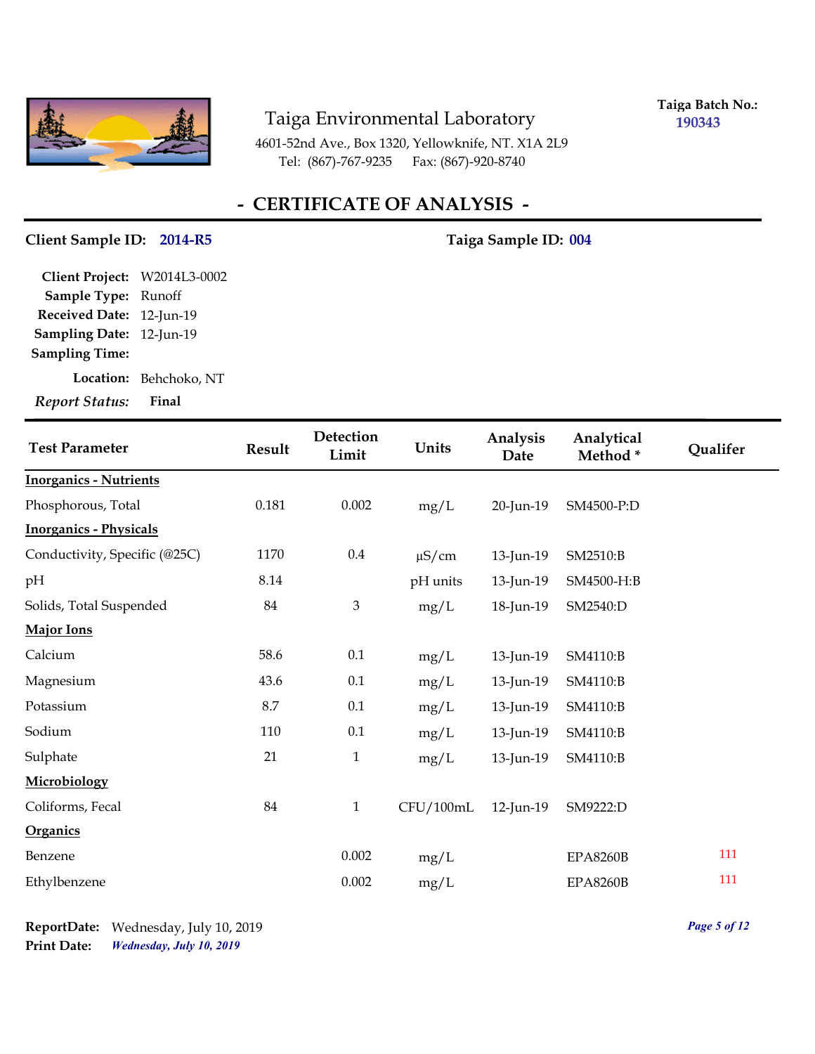**Taiga Environmental Laboratory**
4601-52nd Ave., Box 1320, Yellowknife, NT. X1A 2L9
Tel: (867)-767-9235 Fax: (867)-920-8740

**Taiga Batch No.:** 190343

# - CERTIFICATE OF ANALYSIS -

**Client Sample ID:** 2014-R5  **Taiga Sample ID:** 004

**Client Project:** W2014L3-0002
**Sample Type:** Runoff
**Received Date:** 12-Jun-19
**Sampling Date:** 12-Jun-19
**Sampling Time:**
**Location:** Behchoko, NT
***Report Status:*** **Final**

| Test Parameter | Result | Detection Limit | Units | Analysis Date | Analytical Method * | Qualifer |
|---|---|---|---|---|---|---|
| **Inorganics - Nutrients** | | | | | | |
| Phosphorous, Total | 0.181 | 0.002 | mg/L | 20-Jun-19 | SM4500-P:D | |
| **Inorganics - Physicals** | | | | | | |
| Conductivity, Specific (@25C) | 1170 | 0.4 | μS/cm | 13-Jun-19 | SM2510:B | |
| pH | 8.14 | | pH units | 13-Jun-19 | SM4500-H:B | |
| Solids, Total Suspended | 84 | 3 | mg/L | 18-Jun-19 | SM2540:D | |
| **Major Ions** | | | | | | |
| Calcium | 58.6 | 0.1 | mg/L | 13-Jun-19 | SM4110:B | |
| Magnesium | 43.6 | 0.1 | mg/L | 13-Jun-19 | SM4110:B | |
| Potassium | 8.7 | 0.1 | mg/L | 13-Jun-19 | SM4110:B | |
| Sodium | 110 | 0.1 | mg/L | 13-Jun-19 | SM4110:B | |
| Sulphate | 21 | 1 | mg/L | 13-Jun-19 | SM4110:B | |
| **Microbiology** | | | | | | |
| Coliforms, Fecal | 84 | 1 | CFU/100mL | 12-Jun-19 | SM9222:D | |
| **Organics** | | | | | | |
| Benzene | | 0.002 | mg/L | | EPA8260B | 111 |
| Ethylbenzene | | 0.002 | mg/L | | EPA8260B | 111 |

**ReportDate:** Wednesday, July 10, 2019
**Print Date:** *Wednesday, July 10, 2019*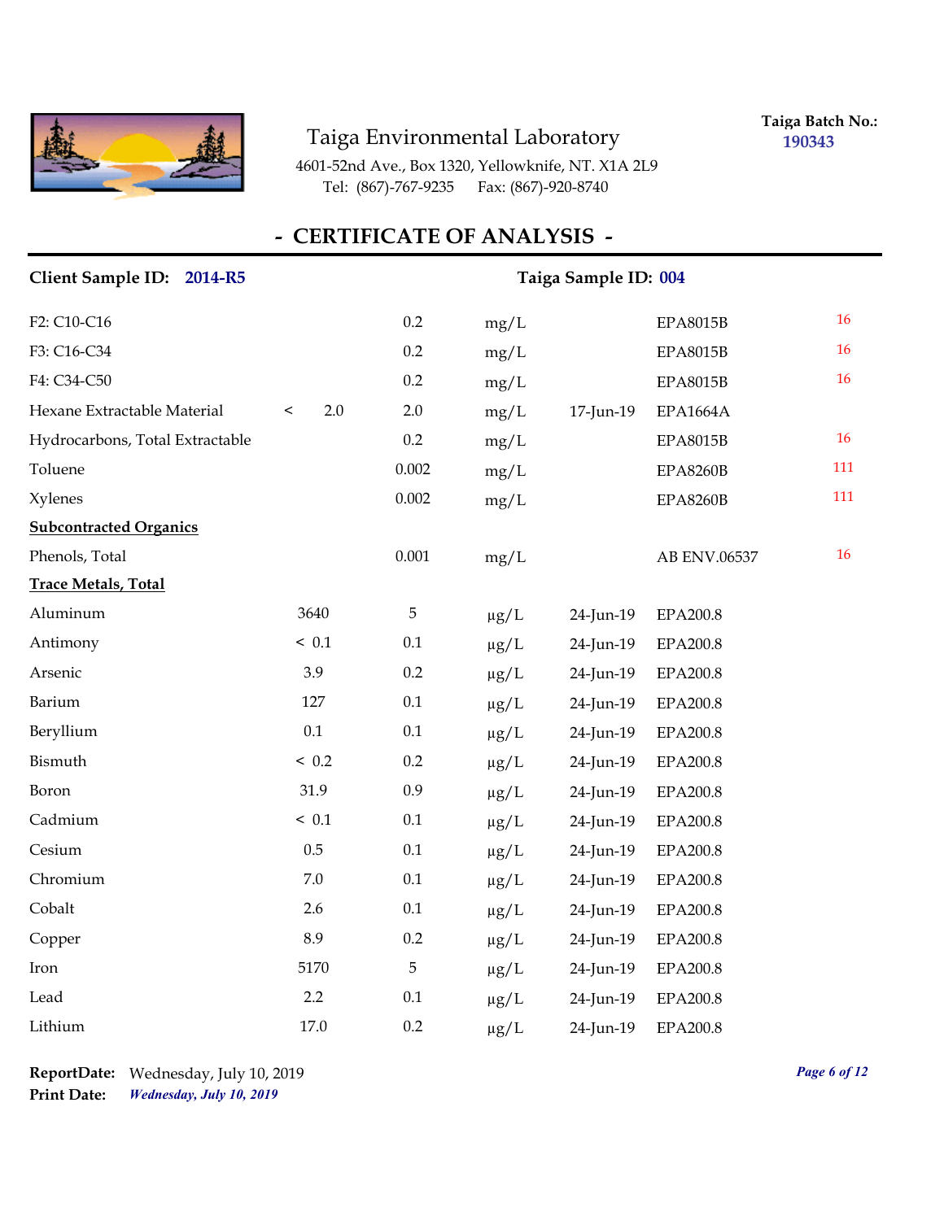Taiga Environmental Laboratory

4601-52nd Ave., Box 1320, Yellowknife, NT. X1A 2L9
Tel: (867)-767-9235 Fax: (867)-920-8740

**Taiga Batch No.:** 190343

## - CERTIFICATE OF ANALYSIS -

**Client Sample ID:** 2014-R5 **Taiga Sample ID:** 004

| Parameter | Result | Detection Limit | Units | Date Analyzed | Method | Qualifier |
|---|---|---|---|---|---|---|
| F2: C10-C16 | | 0.2 | mg/L | | EPA8015B | 16 |
| F3: C16-C34 | | 0.2 | mg/L | | EPA8015B | 16 |
| F4: C34-C50 | | 0.2 | mg/L | | EPA8015B | 16 |
| Hexane Extractable Material | < 2.0 | 2.0 | mg/L | 17-Jun-19 | EPA1664A | |
| Hydrocarbons, Total Extractable | | 0.2 | mg/L | | EPA8015B | 16 |
| Toluene | | 0.002 | mg/L | | EPA8260B | 111 |
| Xylenes | | 0.002 | mg/L | | EPA8260B | 111 |
| **Subcontracted Organics** | | | | | | |
| Phenols, Total | | 0.001 | mg/L | | AB ENV.06537 | 16 |
| **Trace Metals, Total** | | | | | | |
| Aluminum | 3640 | 5 | μg/L | 24-Jun-19 | EPA200.8 | |
| Antimony | < 0.1 | 0.1 | μg/L | 24-Jun-19 | EPA200.8 | |
| Arsenic | 3.9 | 0.2 | μg/L | 24-Jun-19 | EPA200.8 | |
| Barium | 127 | 0.1 | μg/L | 24-Jun-19 | EPA200.8 | |
| Beryllium | 0.1 | 0.1 | μg/L | 24-Jun-19 | EPA200.8 | |
| Bismuth | < 0.2 | 0.2 | μg/L | 24-Jun-19 | EPA200.8 | |
| Boron | 31.9 | 0.9 | μg/L | 24-Jun-19 | EPA200.8 | |
| Cadmium | < 0.1 | 0.1 | μg/L | 24-Jun-19 | EPA200.8 | |
| Cesium | 0.5 | 0.1 | μg/L | 24-Jun-19 | EPA200.8 | |
| Chromium | 7.0 | 0.1 | μg/L | 24-Jun-19 | EPA200.8 | |
| Cobalt | 2.6 | 0.1 | μg/L | 24-Jun-19 | EPA200.8 | |
| Copper | 8.9 | 0.2 | μg/L | 24-Jun-19 | EPA200.8 | |
| Iron | 5170 | 5 | μg/L | 24-Jun-19 | EPA200.8 | |
| Lead | 2.2 | 0.1 | μg/L | 24-Jun-19 | EPA200.8 | |
| Lithium | 17.0 | 0.2 | μg/L | 24-Jun-19 | EPA200.8 | |

**ReportDate:** Wednesday, July 10, 2019
**Print Date:** *Wednesday, July 10, 2019*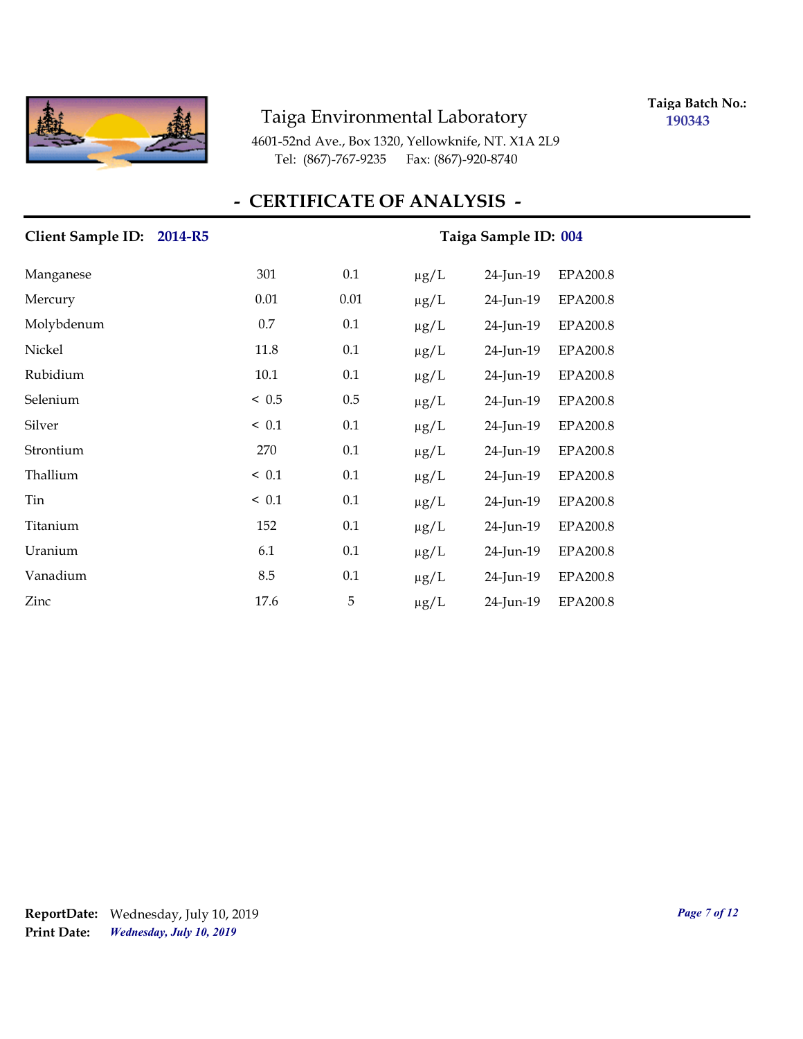Taiga Environmental Laboratory

4601-52nd Ave., Box 1320, Yellowknife, NT. X1A 2L9
Tel: (867)-767-9235 Fax: (867)-920-8740

**Taiga Batch No.:** 190343

## - CERTIFICATE OF ANALYSIS -

**Client Sample ID:** 2014-R5 **Taiga Sample ID:** 004

| | | | | | |
|---|---|---|---|---|---|
| Manganese | 301 | 0.1 | µg/L | 24-Jun-19 | EPA200.8 |
| Mercury | 0.01 | 0.01 | µg/L | 24-Jun-19 | EPA200.8 |
| Molybdenum | 0.7 | 0.1 | µg/L | 24-Jun-19 | EPA200.8 |
| Nickel | 11.8 | 0.1 | µg/L | 24-Jun-19 | EPA200.8 |
| Rubidium | 10.1 | 0.1 | µg/L | 24-Jun-19 | EPA200.8 |
| Selenium | < 0.5 | 0.5 | µg/L | 24-Jun-19 | EPA200.8 |
| Silver | < 0.1 | 0.1 | µg/L | 24-Jun-19 | EPA200.8 |
| Strontium | 270 | 0.1 | µg/L | 24-Jun-19 | EPA200.8 |
| Thallium | < 0.1 | 0.1 | µg/L | 24-Jun-19 | EPA200.8 |
| Tin | < 0.1 | 0.1 | µg/L | 24-Jun-19 | EPA200.8 |
| Titanium | 152 | 0.1 | µg/L | 24-Jun-19 | EPA200.8 |
| Uranium | 6.1 | 0.1 | µg/L | 24-Jun-19 | EPA200.8 |
| Vanadium | 8.5 | 0.1 | µg/L | 24-Jun-19 | EPA200.8 |
| Zinc | 17.6 | 5 | µg/L | 24-Jun-19 | EPA200.8 |

**ReportDate:** Wednesday, July 10, 2019
**Print Date:** *Wednesday, July 10, 2019*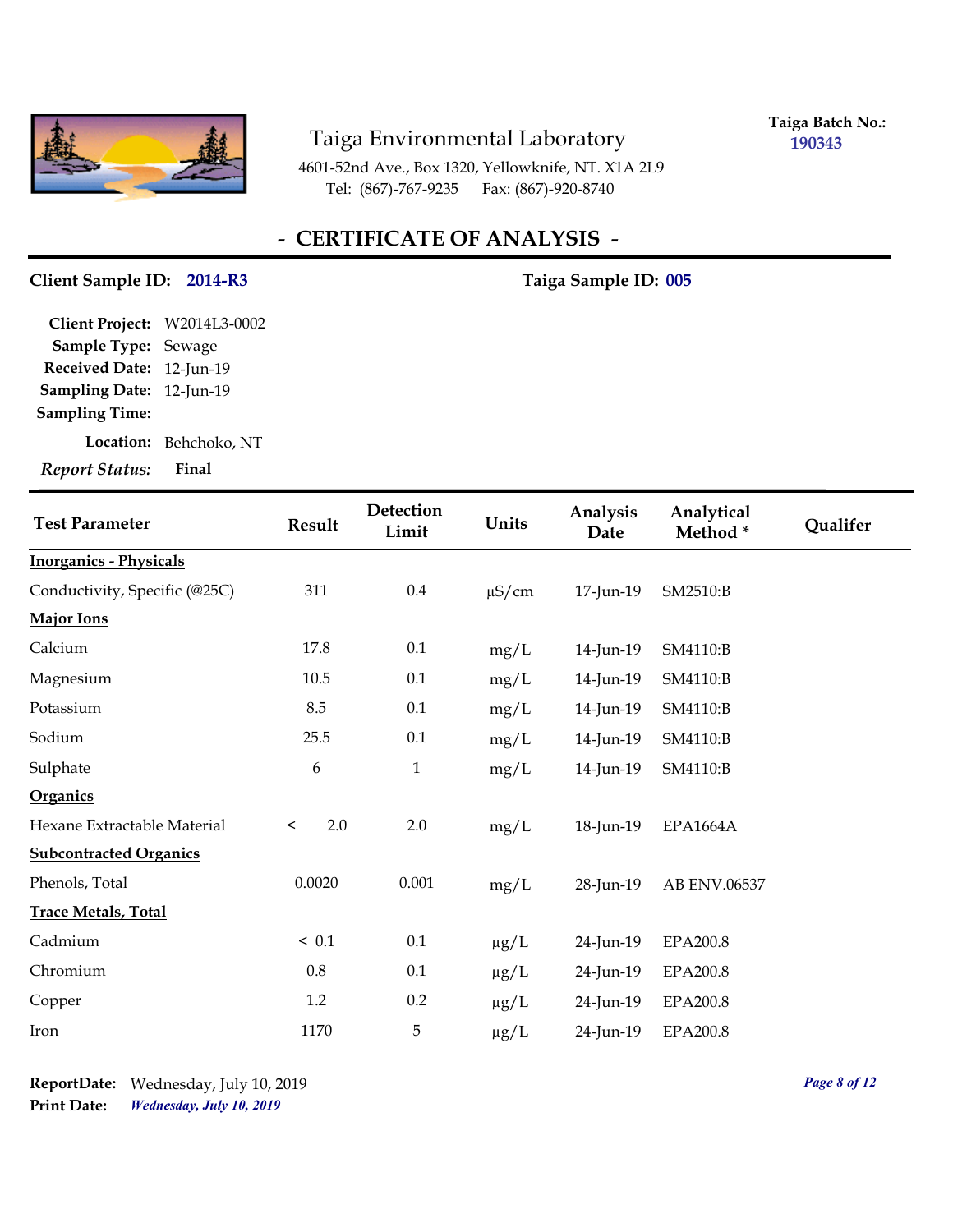Taiga Environmental Laboratory

4601-52nd Ave., Box 1320, Yellowknife, NT. X1A 2L9

Tel: (867)-767-9235 Fax: (867)-920-8740

**Taiga Batch No.:** 190343

## - CERTIFICATE OF ANALYSIS -

**Client Sample ID:** 2014-R3 **Taiga Sample ID:** 005

**Client Project:** W2014L3-0002
**Sample Type:** Sewage
**Received Date:** 12-Jun-19
**Sampling Date:** 12-Jun-19
**Sampling Time:**
**Location:** Behchoko, NT
***Report Status:*** **Final**

| Test Parameter | Result | Detection Limit | Units | Analysis Date | Analytical Method * | Qualifer |
|---|---|---|---|---|---|---|
| **Inorganics - Physicals** | | | | | | |
| Conductivity, Specific (@25C) | 311 | 0.4 | µS/cm | 17-Jun-19 | SM2510:B | |
| **Major Ions** | | | | | | |
| Calcium | 17.8 | 0.1 | mg/L | 14-Jun-19 | SM4110:B | |
| Magnesium | 10.5 | 0.1 | mg/L | 14-Jun-19 | SM4110:B | |
| Potassium | 8.5 | 0.1 | mg/L | 14-Jun-19 | SM4110:B | |
| Sodium | 25.5 | 0.1 | mg/L | 14-Jun-19 | SM4110:B | |
| Sulphate | 6 | 1 | mg/L | 14-Jun-19 | SM4110:B | |
| **Organics** | | | | | | |
| Hexane Extractable Material | < 2.0 | 2.0 | mg/L | 18-Jun-19 | EPA1664A | |
| **Subcontracted Organics** | | | | | | |
| Phenols, Total | 0.0020 | 0.001 | mg/L | 28-Jun-19 | AB ENV.06537 | |
| **Trace Metals, Total** | | | | | | |
| Cadmium | < 0.1 | 0.1 | µg/L | 24-Jun-19 | EPA200.8 | |
| Chromium | 0.8 | 0.1 | µg/L | 24-Jun-19 | EPA200.8 | |
| Copper | 1.2 | 0.2 | µg/L | 24-Jun-19 | EPA200.8 | |
| Iron | 1170 | 5 | µg/L | 24-Jun-19 | EPA200.8 | |

**ReportDate:** Wednesday, July 10, 2019
**Print Date:** *Wednesday, July 10, 2019*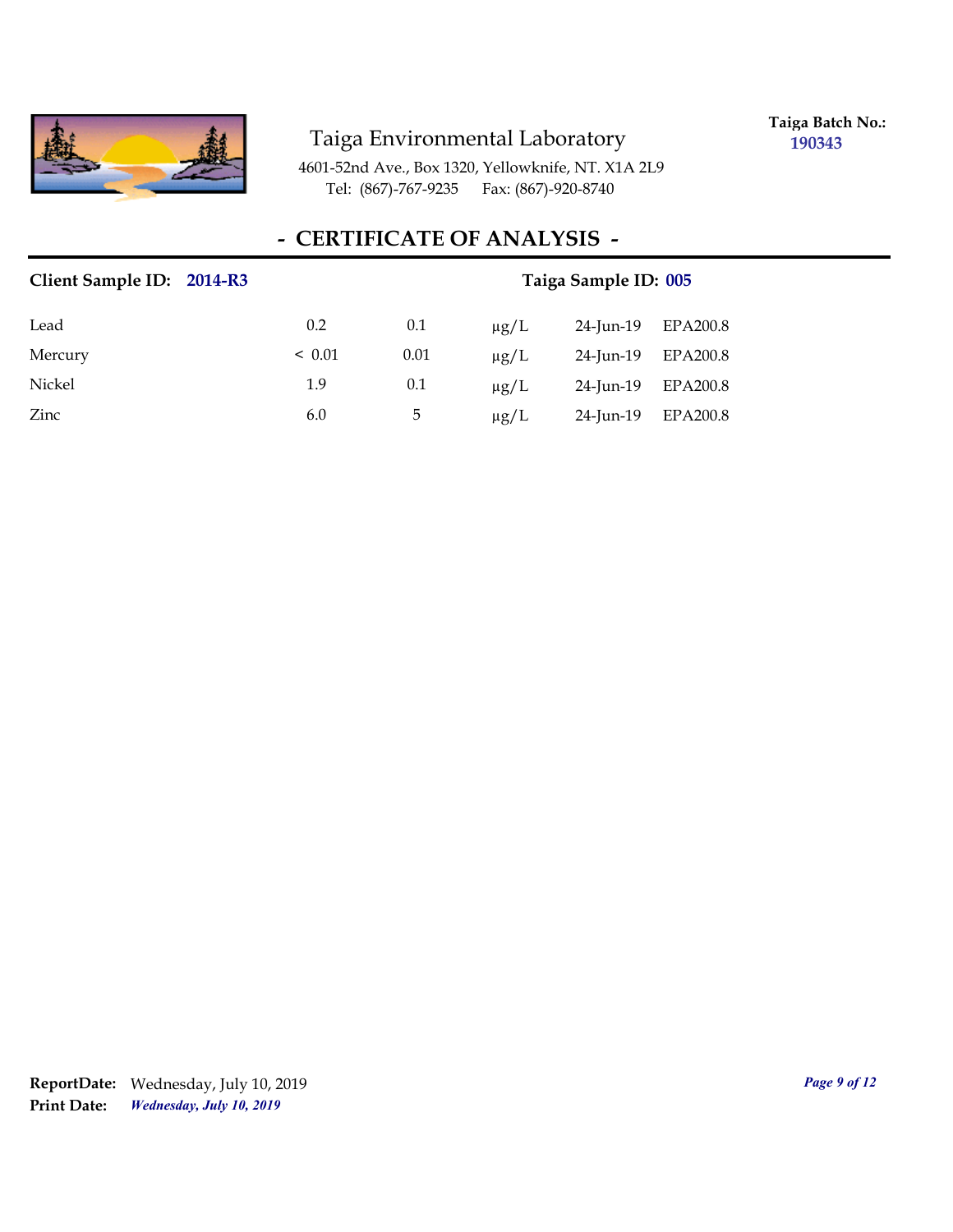Taiga Environmental Laboratory

4601-52nd Ave., Box 1320, Yellowknife, NT. X1A 2L9
Tel: (867)-767-9235 Fax: (867)-920-8740

**Taiga Batch No.:** 190343

## - CERTIFICATE OF ANALYSIS -

**Client Sample ID:** 2014-R3 **Taiga Sample ID:** 005

| | | | | | |
|---|---|---|---|---|---|
| Lead | 0.2 | 0.1 | μg/L | 24-Jun-19 | EPA200.8 |
| Mercury | < 0.01 | 0.01 | μg/L | 24-Jun-19 | EPA200.8 |
| Nickel | 1.9 | 0.1 | μg/L | 24-Jun-19 | EPA200.8 |
| Zinc | 6.0 | 5 | μg/L | 24-Jun-19 | EPA200.8 |

**ReportDate:** Wednesday, July 10, 2019
**Print Date:** *Wednesday, July 10, 2019*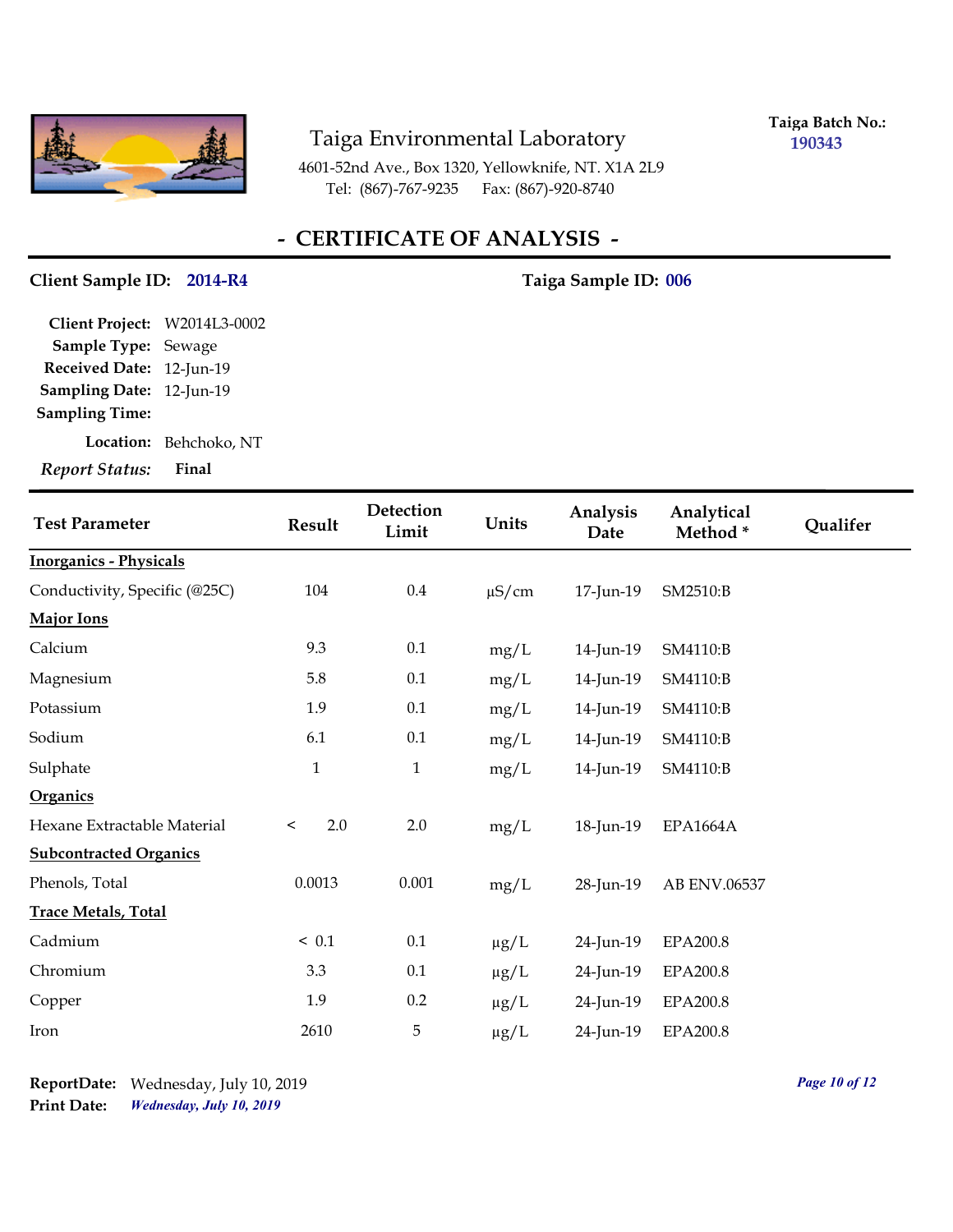# Taiga Environmental Laboratory

4601-52nd Ave., Box 1320, Yellowknife, NT. X1A 2L9
Tel: (867)-767-9235 Fax: (867)-920-8740

**Taiga Batch No.:** 190343

## - CERTIFICATE OF ANALYSIS -

**Client Sample ID:** 2014-R4 **Taiga Sample ID:** 006

**Client Project:** W2014L3-0002
**Sample Type:** Sewage
**Received Date:** 12-Jun-19
**Sampling Date:** 12-Jun-19
**Sampling Time:**
**Location:** Behchoko, NT
***Report Status:*** **Final**

| Test Parameter | Result | Detection Limit | Units | Analysis Date | Analytical Method * | Qualifer |
|---|---|---|---|---|---|---|
| **Inorganics - Physicals** | | | | | | |
| Conductivity, Specific (@25C) | 104 | 0.4 | µS/cm | 17-Jun-19 | SM2510:B | |
| **Major Ions** | | | | | | |
| Calcium | 9.3 | 0.1 | mg/L | 14-Jun-19 | SM4110:B | |
| Magnesium | 5.8 | 0.1 | mg/L | 14-Jun-19 | SM4110:B | |
| Potassium | 1.9 | 0.1 | mg/L | 14-Jun-19 | SM4110:B | |
| Sodium | 6.1 | 0.1 | mg/L | 14-Jun-19 | SM4110:B | |
| Sulphate | 1 | 1 | mg/L | 14-Jun-19 | SM4110:B | |
| **Organics** | | | | | | |
| Hexane Extractable Material | < 2.0 | 2.0 | mg/L | 18-Jun-19 | EPA1664A | |
| **Subcontracted Organics** | | | | | | |
| Phenols, Total | 0.0013 | 0.001 | mg/L | 28-Jun-19 | AB ENV.06537 | |
| **Trace Metals, Total** | | | | | | |
| Cadmium | < 0.1 | 0.1 | µg/L | 24-Jun-19 | EPA200.8 | |
| Chromium | 3.3 | 0.1 | µg/L | 24-Jun-19 | EPA200.8 | |
| Copper | 1.9 | 0.2 | µg/L | 24-Jun-19 | EPA200.8 | |
| Iron | 2610 | 5 | µg/L | 24-Jun-19 | EPA200.8 | |

**ReportDate:** Wednesday, July 10, 2019
**Print Date:** *Wednesday, July 10, 2019*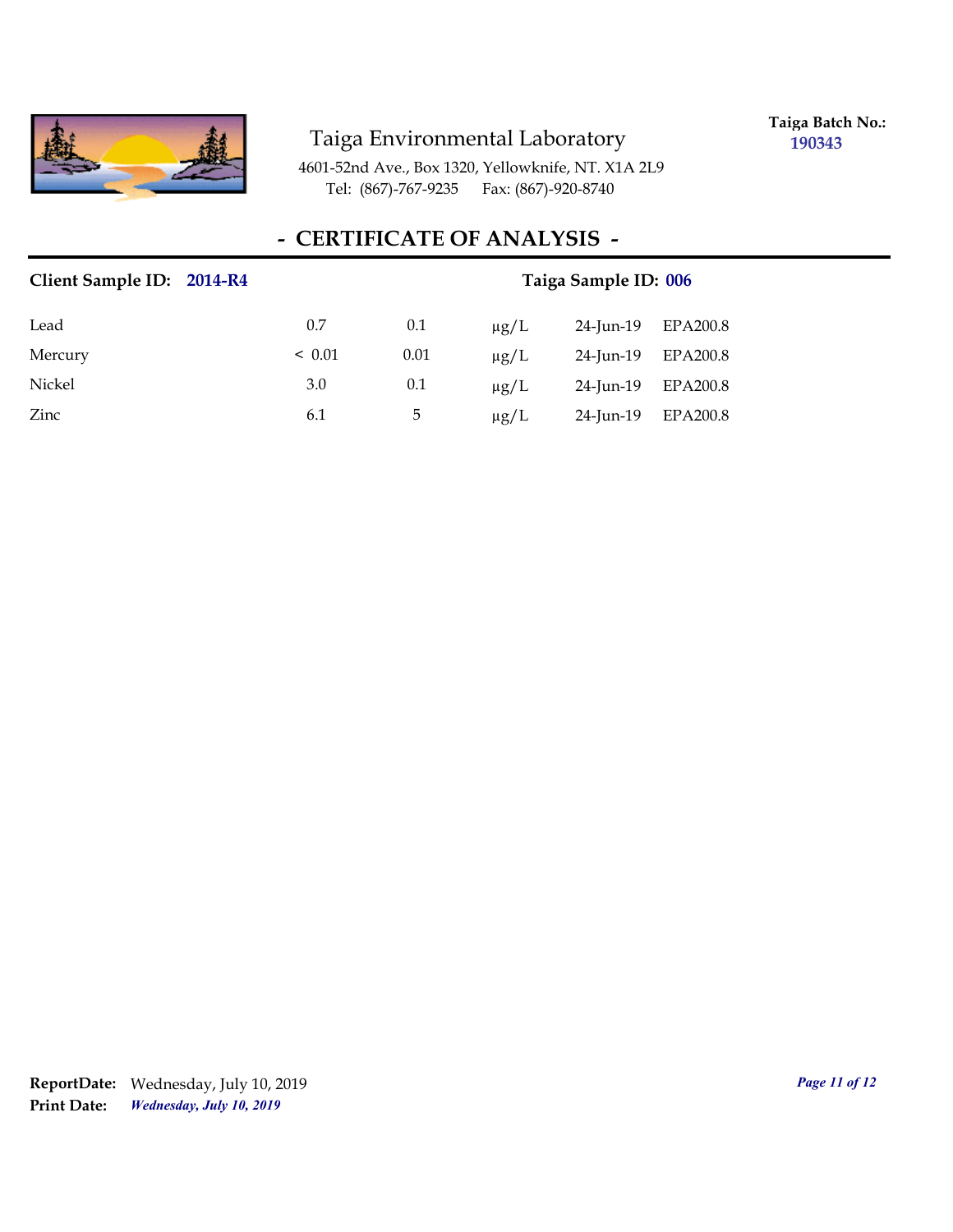Taiga Environmental Laboratory

4601-52nd Ave., Box 1320, Yellowknife, NT. X1A 2L9
Tel: (867)-767-9235 Fax: (867)-920-8740

**Taiga Batch No.:** **190343**

# - CERTIFICATE OF ANALYSIS -

**Client Sample ID: 2014-R4** **Taiga Sample ID: 006**

| | | | | | |
|---|---|---|---|---|---|
| Lead | 0.7 | 0.1 | µg/L | 24-Jun-19 | EPA200.8 |
| Mercury | < 0.01 | 0.01 | µg/L | 24-Jun-19 | EPA200.8 |
| Nickel | 3.0 | 0.1 | µg/L | 24-Jun-19 | EPA200.8 |
| Zinc | 6.1 | 5 | µg/L | 24-Jun-19 | EPA200.8 |

**ReportDate:** Wednesday, July 10, 2019
**Print Date:** ***Wednesday, July 10, 2019***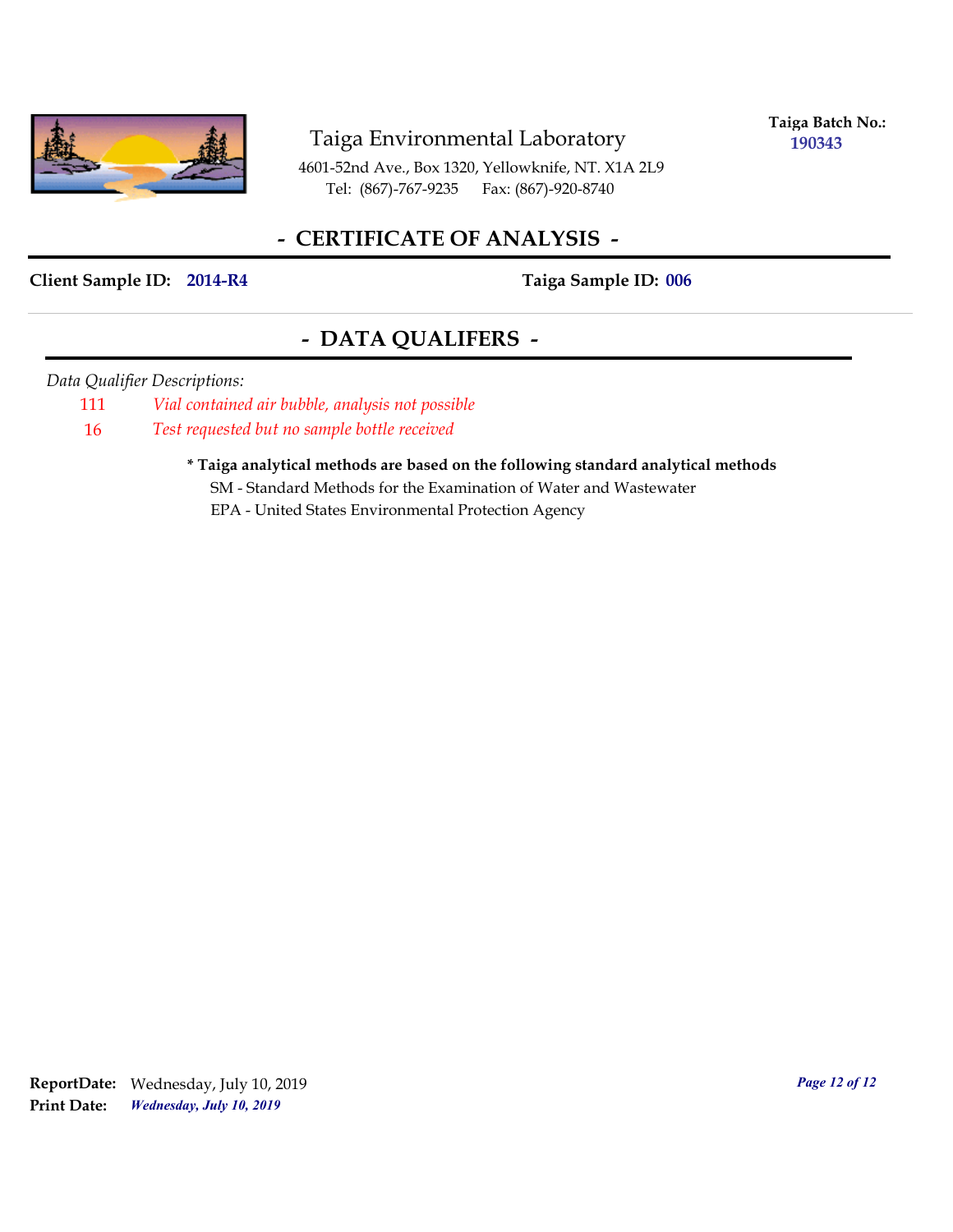Taiga Environmental Laboratory

4601-52nd Ave., Box 1320, Yellowknife, NT. X1A 2L9

Tel: (867)-767-9235 Fax: (867)-920-8740

**Taiga Batch No.:** 190343

# - CERTIFICATE OF ANALYSIS -

**Client Sample ID:** 2014-R4 **Taiga Sample ID:** 006

## - DATA QUALIFERS -

*Data Qualifier Descriptions:*

| | |
|---|---|
| 111 | *Vial contained air bubble, analysis not possible* |
| 16 | *Test requested but no sample bottle received* |

**\* Taiga analytical methods are based on the following standard analytical methods**

SM - Standard Methods for the Examination of Water and Wastewater

EPA - United States Environmental Protection Agency

**ReportDate:** Wednesday, July 10, 2019

**Print Date:** ***Wednesday, July 10, 2019***